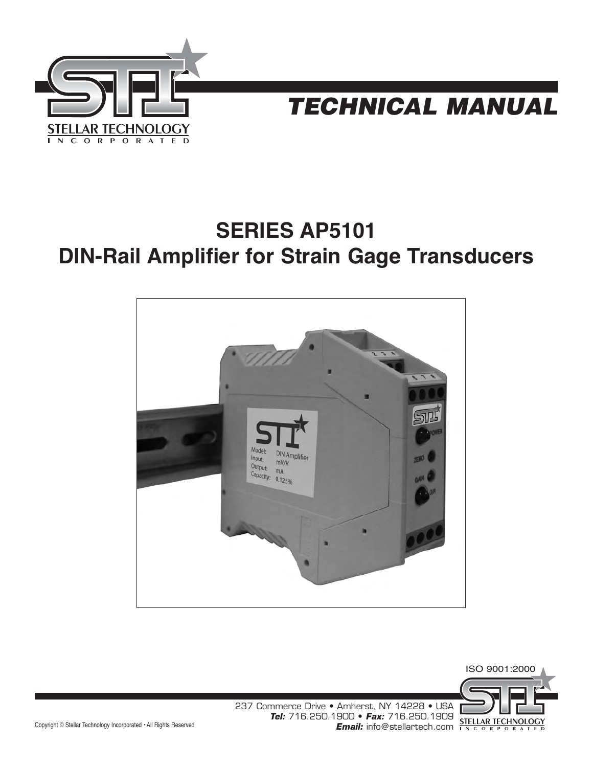STELLAR TECHNOLOGY INCORPORATED

# TECHNICAL MANUAL

## SERIES AP5101
## DIN-Rail Amplifier for Strain Gage Transducers

ISO 9001:2000

237 Commerce Drive • Amherst, NY 14228 • USA
***Tel:*** 716.250.1900 • ***Fax:*** 716.250.1909
***Email:*** info@stellartech.com

Copyright © Stellar Technology Incorporated • All Rights Reserved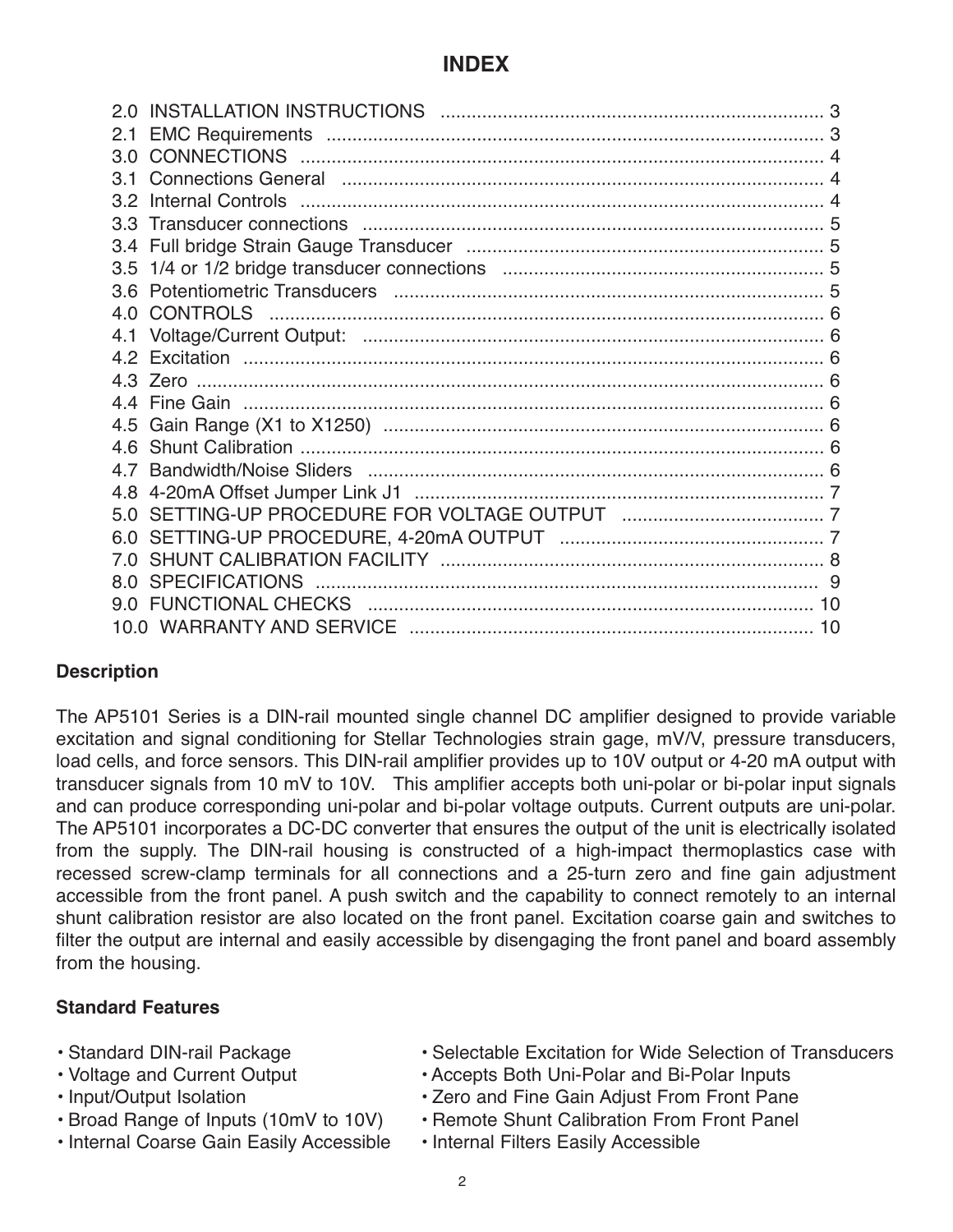# INDEX

| | |
|---|---|
| 2.0 INSTALLATION INSTRUCTIONS | 3 |
| 2.1 EMC Requirements | 3 |
| 3.0 CONNECTIONS | 4 |
| 3.1 Connections General | 4 |
| 3.2 Internal Controls | 4 |
| 3.3 Transducer connections | 5 |
| 3.4 Full bridge Strain Gauge Transducer | 5 |
| 3.5 1/4 or 1/2 bridge transducer connections | 5 |
| 3.6 Potentiometric Transducers | 5 |
| 4.0 CONTROLS | 6 |
| 4.1 Voltage/Current Output: | 6 |
| 4.2 Excitation | 6 |
| 4.3 Zero | 6 |
| 4.4 Fine Gain | 6 |
| 4.5 Gain Range (X1 to X1250) | 6 |
| 4.6 Shunt Calibration | 6 |
| 4.7 Bandwidth/Noise Sliders | 6 |
| 4.8 4-20mA Offset Jumper Link J1 | 7 |
| 5.0 SETTING-UP PROCEDURE FOR VOLTAGE OUTPUT | 7 |
| 6.0 SETTING-UP PROCEDURE, 4-20mA OUTPUT | 7 |
| 7.0 SHUNT CALIBRATION FACILITY | 8 |
| 8.0 SPECIFICATIONS | 9 |
| 9.0 FUNCTIONAL CHECKS | 10 |
| 10.0 WARRANTY AND SERVICE | 10 |

**Description**

The AP5101 Series is a DIN-rail mounted single channel DC amplifier designed to provide variable excitation and signal conditioning for Stellar Technologies strain gage, mV/V, pressure transducers, load cells, and force sensors. This DIN-rail amplifier provides up to 10V output or 4-20 mA output with transducer signals from 10 mV to 10V. This amplifier accepts both uni-polar or bi-polar input signals and can produce corresponding uni-polar and bi-polar voltage outputs. Current outputs are uni-polar. The AP5101 incorporates a DC-DC converter that ensures the output of the unit is electrically isolated from the supply. The DIN-rail housing is constructed of a high-impact thermoplastics case with recessed screw-clamp terminals for all connections and a 25-turn zero and fine gain adjustment accessible from the front panel. A push switch and the capability to connect remotely to an internal shunt calibration resistor are also located on the front panel. Excitation coarse gain and switches to filter the output are internal and easily accessible by disengaging the front panel and board assembly from the housing.

**Standard Features**

- Standard DIN-rail Package
- Voltage and Current Output
- Input/Output Isolation
- Broad Range of Inputs (10mV to 10V)
- Internal Coarse Gain Easily Accessible
- Selectable Excitation for Wide Selection of Transducers
- Accepts Both Uni-Polar and Bi-Polar Inputs
- Zero and Fine Gain Adjust From Front Pane
- Remote Shunt Calibration From Front Panel
- Internal Filters Easily Accessible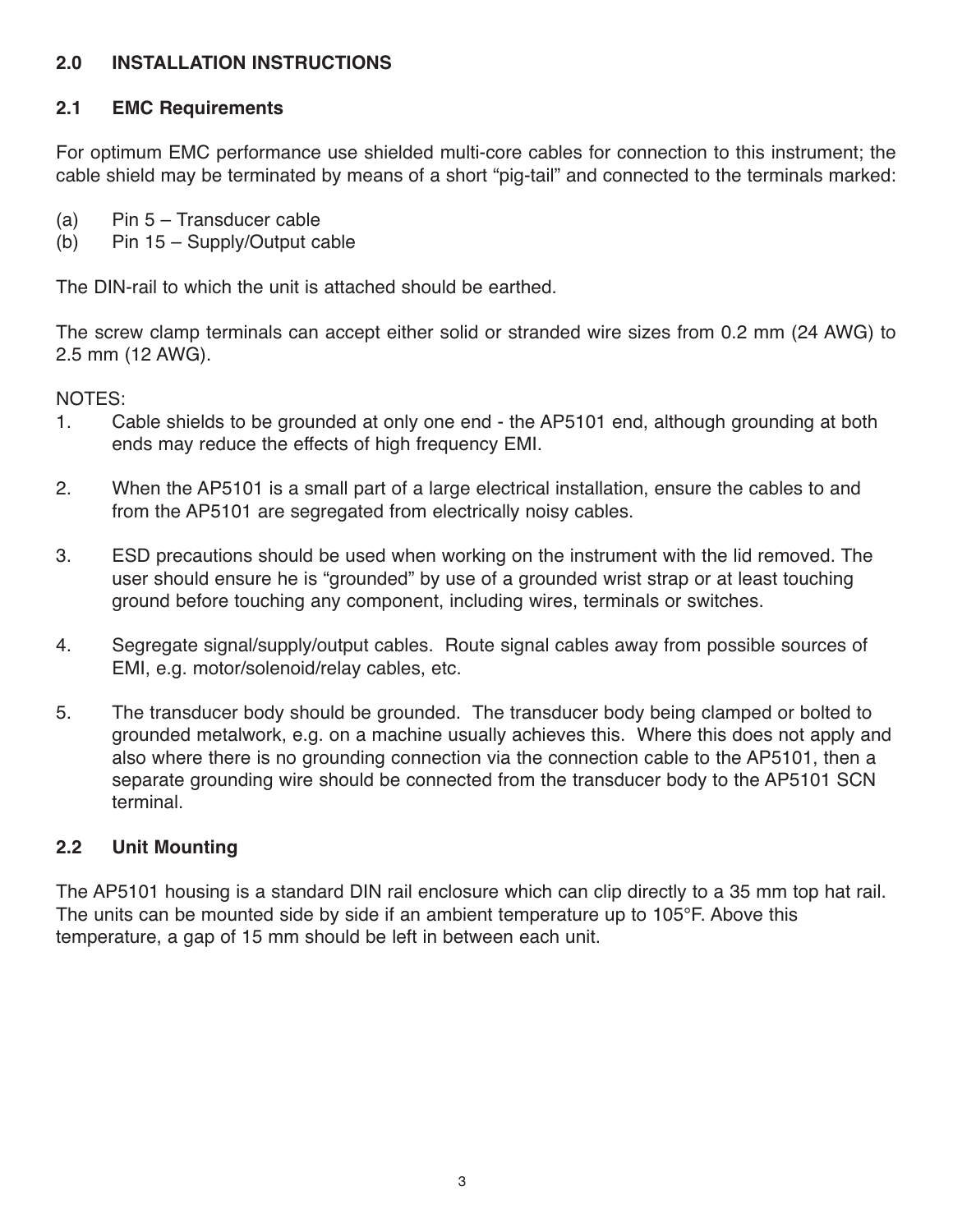## 2.0 INSTALLATION INSTRUCTIONS

### 2.1 EMC Requirements

For optimum EMC performance use shielded multi-core cables for connection to this instrument; the cable shield may be terminated by means of a short “pig-tail” and connected to the terminals marked:

(a) Pin 5 – Transducer cable
(b) Pin 15 – Supply/Output cable

The DIN-rail to which the unit is attached should be earthed.

The screw clamp terminals can accept either solid or stranded wire sizes from 0.2 mm (24 AWG) to 2.5 mm (12 AWG).

NOTES:

1. Cable shields to be grounded at only one end - the AP5101 end, although grounding at both ends may reduce the effects of high frequency EMI.

2. When the AP5101 is a small part of a large electrical installation, ensure the cables to and from the AP5101 are segregated from electrically noisy cables.

3. ESD precautions should be used when working on the instrument with the lid removed. The user should ensure he is “grounded” by use of a grounded wrist strap or at least touching ground before touching any component, including wires, terminals or switches.

4. Segregate signal/supply/output cables. Route signal cables away from possible sources of EMI, e.g. motor/solenoid/relay cables, etc.

5. The transducer body should be grounded. The transducer body being clamped or bolted to grounded metalwork, e.g. on a machine usually achieves this. Where this does not apply and also where there is no grounding connection via the connection cable to the AP5101, then a separate grounding wire should be connected from the transducer body to the AP5101 SCN terminal.

### 2.2 Unit Mounting

The AP5101 housing is a standard DIN rail enclosure which can clip directly to a 35 mm top hat rail. The units can be mounted side by side if an ambient temperature up to 105°F. Above this temperature, a gap of 15 mm should be left in between each unit.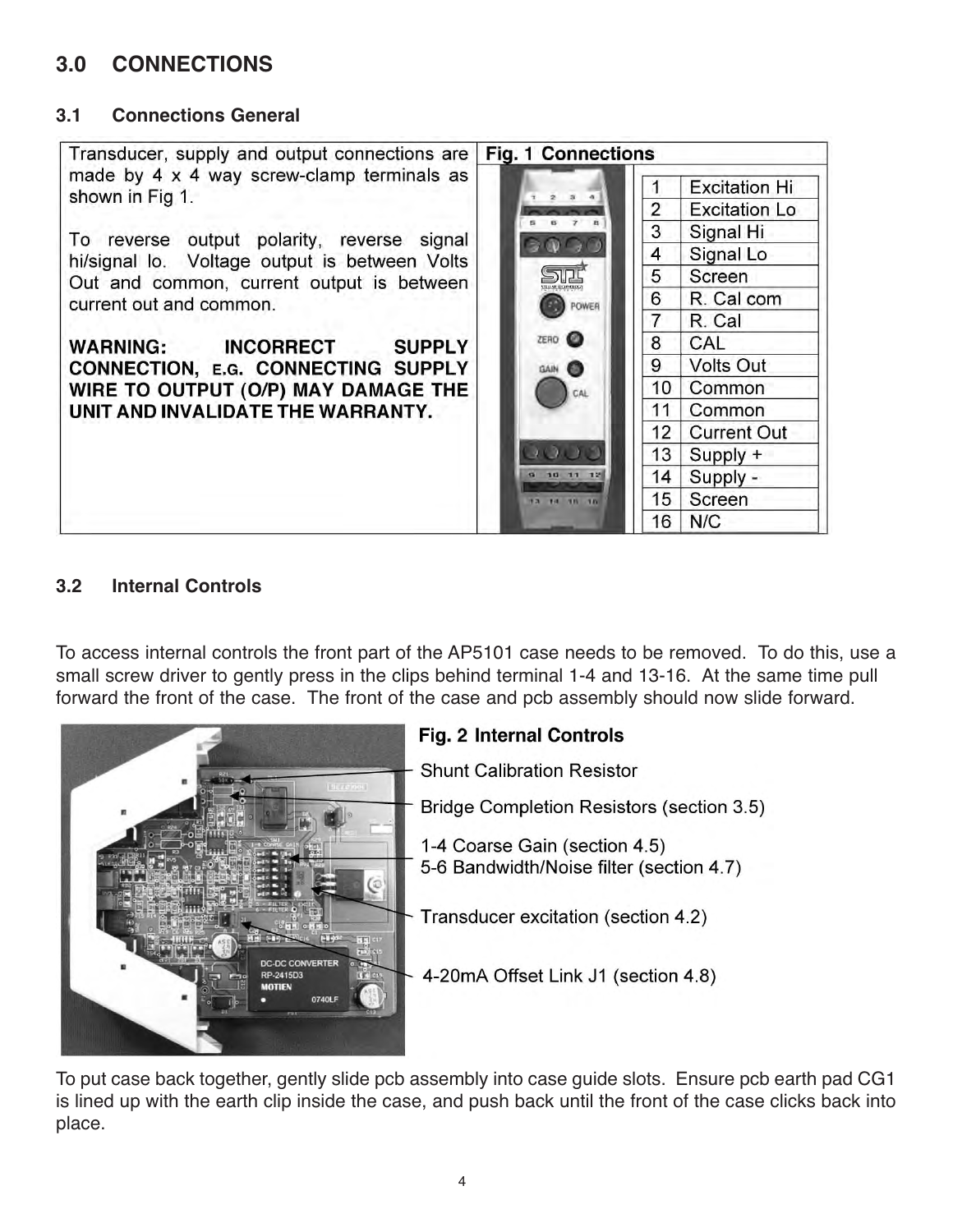## 3.0 CONNECTIONS

### 3.1 Connections General

Transducer, supply and output connections are made by 4 x 4 way screw-clamp terminals as shown in Fig 1.

To reverse output polarity, reverse signal hi/signal lo. Voltage output is between Volts Out and common, current output is between current out and common.

**WARNING: INCORRECT SUPPLY CONNECTION, E.G. CONNECTING SUPPLY WIRE TO OUTPUT (O/P) MAY DAMAGE THE UNIT AND INVALIDATE THE WARRANTY.**

**Fig. 1 Connections**

| | |
|---|---|
| 1 | Excitation Hi |
| 2 | Excitation Lo |
| 3 | Signal Hi |
| 4 | Signal Lo |
| 5 | Screen |
| 6 | R. Cal com |
| 7 | R. Cal |
| 8 | CAL |
| 9 | Volts Out |
| 10 | Common |
| 11 | Common |
| 12 | Current Out |
| 13 | Supply + |
| 14 | Supply - |
| 15 | Screen |
| 16 | N/C |

### 3.2 Internal Controls

To access internal controls the front part of the AP5101 case needs to be removed. To do this, use a small screw driver to gently press in the clips behind terminal 1-4 and 13-16. At the same time pull forward the front of the case. The front of the case and pcb assembly should now slide forward.

**Fig. 2 Internal Controls**

- Shunt Calibration Resistor
- Bridge Completion Resistors (section 3.5)
- 1-4 Coarse Gain (section 4.5)
- 5-6 Bandwidth/Noise filter (section 4.7)
- Transducer excitation (section 4.2)
- 4-20mA Offset Link J1 (section 4.8)

To put case back together, gently slide pcb assembly into case guide slots. Ensure pcb earth pad CG1 is lined up with the earth clip inside the case, and push back until the front of the case clicks back into place.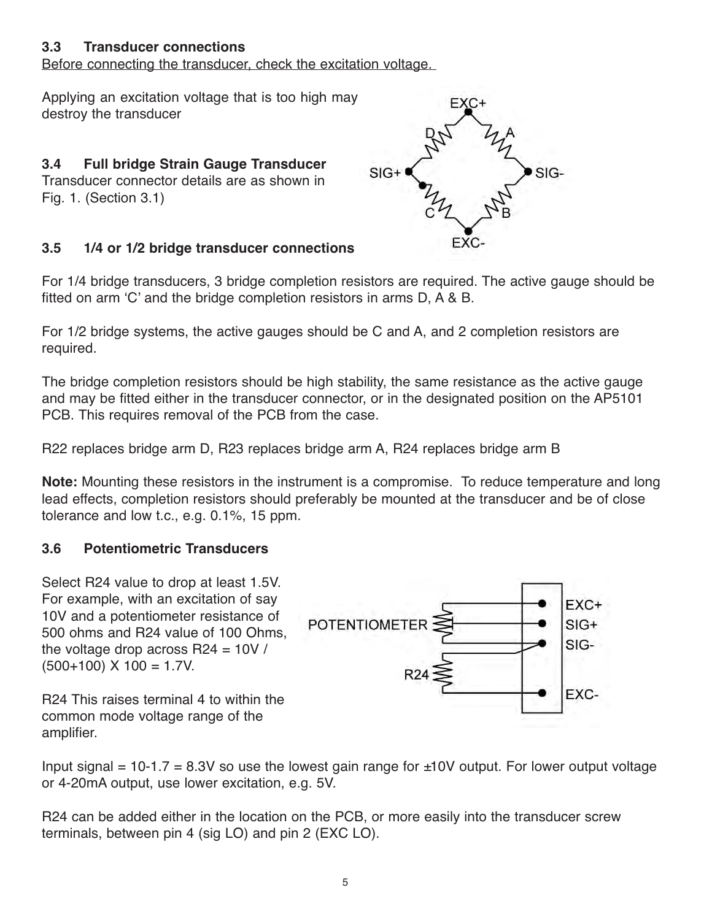### 3.3 Transducer connections

Before connecting the transducer, check the excitation voltage.

Applying an excitation voltage that is too high may destroy the transducer

### 3.4 Full bridge Strain Gauge Transducer

Transducer connector details are as shown in Fig. 1. (Section 3.1)

### 3.5 1/4 or 1/2 bridge transducer connections

For 1/4 bridge transducers, 3 bridge completion resistors are required. The active gauge should be fitted on arm 'C' and the bridge completion resistors in arms D, A & B.

For 1/2 bridge systems, the active gauges should be C and A, and 2 completion resistors are required.

The bridge completion resistors should be high stability, the same resistance as the active gauge and may be fitted either in the transducer connector, or in the designated position on the AP5101 PCB. This requires removal of the PCB from the case.

R22 replaces bridge arm D, R23 replaces bridge arm A, R24 replaces bridge arm B

**Note:** Mounting these resistors in the instrument is a compromise. To reduce temperature and long lead effects, completion resistors should preferably be mounted at the transducer and be of close tolerance and low t.c., e.g. 0.1%, 15 ppm.

### 3.6 Potentiometric Transducers

Select R24 value to drop at least 1.5V. For example, with an excitation of say 10V and a potentiometer resistance of 500 ohms and R24 value of 100 Ohms, the voltage drop across R24 = 10V / (500+100) X 100 = 1.7V.

R24 This raises terminal 4 to within the common mode voltage range of the amplifier.

Input signal = 10-1.7 = 8.3V so use the lowest gain range for ±10V output. For lower output voltage or 4-20mA output, use lower excitation, e.g. 5V.

R24 can be added either in the location on the PCB, or more easily into the transducer screw terminals, between pin 4 (sig LO) and pin 2 (EXC LO).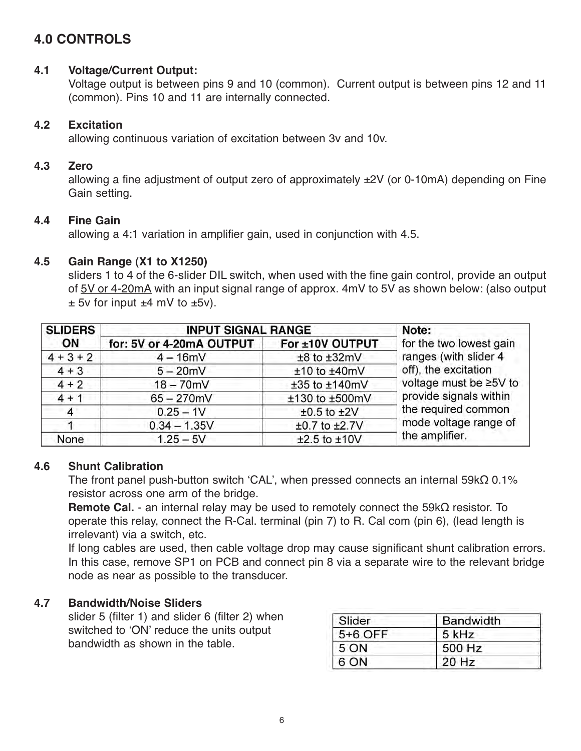## 4.0 CONTROLS

### 4.1 Voltage/Current Output:

Voltage output is between pins 9 and 10 (common). Current output is between pins 12 and 11 (common). Pins 10 and 11 are internally connected.

### 4.2 Excitation

allowing continuous variation of excitation between 3v and 10v.

### 4.3 Zero

allowing a fine adjustment of output zero of approximately ±2V (or 0-10mA) depending on Fine Gain setting.

### 4.4 Fine Gain

allowing a 4:1 variation in amplifier gain, used in conjunction with 4.5.

### 4.5 Gain Range (X1 to X1250)

sliders 1 to 4 of the 6-slider DIL switch, when used with the fine gain control, provide an output of <u>5V or 4-20mA</u> with an input signal range of approx. 4mV to 5V as shown below: (also output ± 5v for input ±4 mV to ±5v).

| SLIDERS ON | INPUT SIGNAL RANGE | | Note: |
|---|---|---|---|
| | for: 5V or 4-20mA OUTPUT | For ±10V OUTPUT | |
| 4 + 3 + 2 | 4 – 16mV | ±8 to ±32mV | for the two lowest gain ranges (with slider 4 off), the excitation voltage must be ≥5V to provide signals within the required common mode voltage range of the amplifier. |
| 4 + 3 | 5 – 20mV | ±10 to ±40mV | |
| 4 + 2 | 18 – 70mV | ±35 to ±140mV | |
| 4 + 1 | 65 – 270mV | ±130 to ±500mV | |
| 4 | 0.25 – 1V | ±0.5 to ±2V | |
| 1 | 0.34 – 1.35V | ±0.7 to ±2.7V | |
| None | 1.25 – 5V | ±2.5 to ±10V | |

### 4.6 Shunt Calibration

The front panel push-button switch 'CAL', when pressed connects an internal 59kΩ 0.1% resistor across one arm of the bridge.

**Remote Cal.** - an internal relay may be used to remotely connect the 59kΩ resistor. To operate this relay, connect the R-Cal. terminal (pin 7) to R. Cal com (pin 6), (lead length is irrelevant) via a switch, etc.

If long cables are used, then cable voltage drop may cause significant shunt calibration errors. In this case, remove SP1 on PCB and connect pin 8 via a separate wire to the relevant bridge node as near as possible to the transducer.

### 4.7 Bandwidth/Noise Sliders

slider 5 (filter 1) and slider 6 (filter 2) when switched to 'ON' reduce the units output bandwidth as shown in the table.

| Slider | Bandwidth |
|---|---|
| 5+6 OFF | 5 kHz |
| 5 ON | 500 Hz |
| 6 ON | 20 Hz |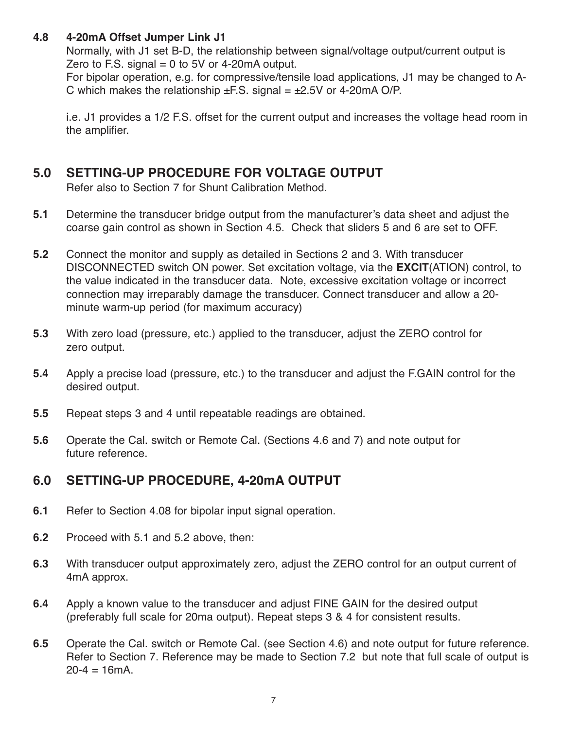### 4.8 4-20mA Offset Jumper Link J1

Normally, with J1 set B-D, the relationship between signal/voltage output/current output is Zero to F.S. signal = 0 to 5V or 4-20mA output.
For bipolar operation, e.g. for compressive/tensile load applications, J1 may be changed to A-C which makes the relationship ±F.S. signal = ±2.5V or 4-20mA O/P.

i.e. J1 provides a 1/2 F.S. offset for the current output and increases the voltage head room in the amplifier.

## 5.0 SETTING-UP PROCEDURE FOR VOLTAGE OUTPUT

Refer also to Section 7 for Shunt Calibration Method.

**5.1** Determine the transducer bridge output from the manufacturer's data sheet and adjust the coarse gain control as shown in Section 4.5. Check that sliders 5 and 6 are set to OFF.

**5.2** Connect the monitor and supply as detailed in Sections 2 and 3. With transducer DISCONNECTED switch ON power. Set excitation voltage, via the **EXCIT**(ATION) control, to the value indicated in the transducer data. Note, excessive excitation voltage or incorrect connection may irreparably damage the transducer. Connect transducer and allow a 20-minute warm-up period (for maximum accuracy)

**5.3** With zero load (pressure, etc.) applied to the transducer, adjust the ZERO control for zero output.

**5.4** Apply a precise load (pressure, etc.) to the transducer and adjust the F.GAIN control for the desired output.

**5.5** Repeat steps 3 and 4 until repeatable readings are obtained.

**5.6** Operate the Cal. switch or Remote Cal. (Sections 4.6 and 7) and note output for future reference.

## 6.0 SETTING-UP PROCEDURE, 4-20mA OUTPUT

**6.1** Refer to Section 4.08 for bipolar input signal operation.

**6.2** Proceed with 5.1 and 5.2 above, then:

**6.3** With transducer output approximately zero, adjust the ZERO control for an output current of 4mA approx.

**6.4** Apply a known value to the transducer and adjust FINE GAIN for the desired output (preferably full scale for 20ma output). Repeat steps 3 & 4 for consistent results.

**6.5** Operate the Cal. switch or Remote Cal. (see Section 4.6) and note output for future reference. Refer to Section 7. Reference may be made to Section 7.2 but note that full scale of output is 20-4 = 16mA.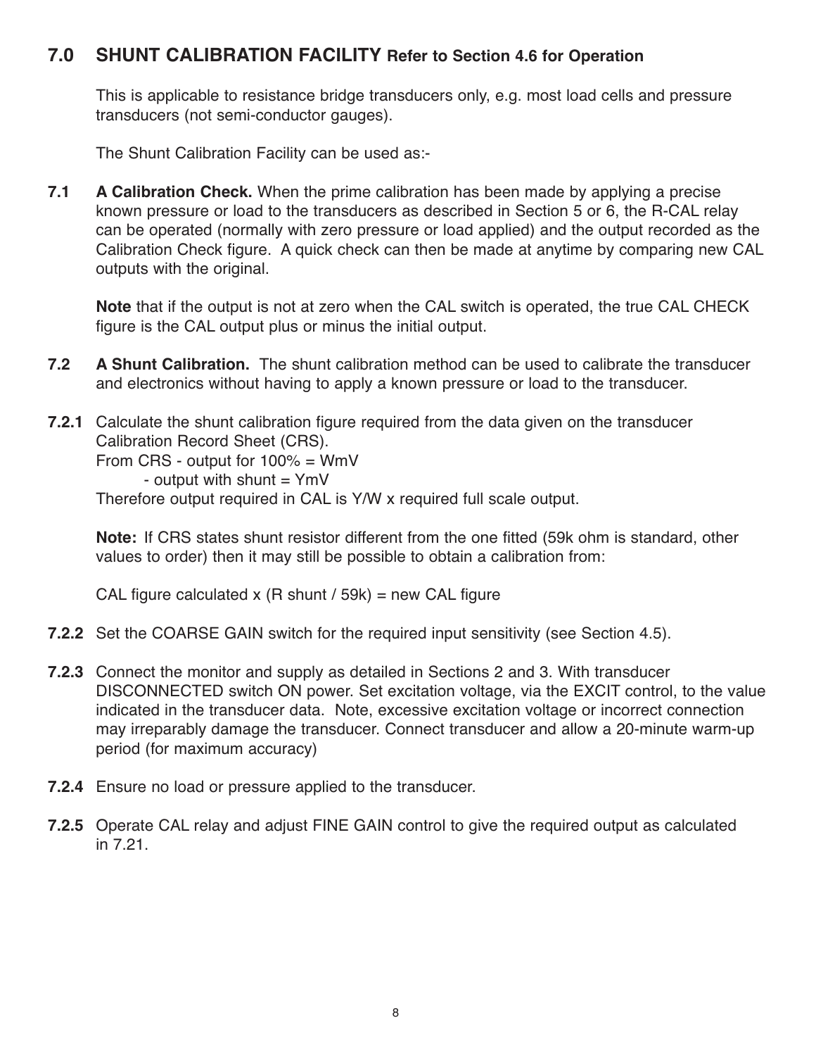## 7.0 SHUNT CALIBRATION FACILITY Refer to Section 4.6 for Operation

This is applicable to resistance bridge transducers only, e.g. most load cells and pressure transducers (not semi-conductor gauges).

The Shunt Calibration Facility can be used as:-

**7.1 A Calibration Check.** When the prime calibration has been made by applying a precise known pressure or load to the transducers as described in Section 5 or 6, the R-CAL relay can be operated (normally with zero pressure or load applied) and the output recorded as the Calibration Check figure. A quick check can then be made at anytime by comparing new CAL outputs with the original.

**Note** that if the output is not at zero when the CAL switch is operated, the true CAL CHECK figure is the CAL output plus or minus the initial output.

**7.2 A Shunt Calibration.** The shunt calibration method can be used to calibrate the transducer and electronics without having to apply a known pressure or load to the transducer.

**7.2.1** Calculate the shunt calibration figure required from the data given on the transducer Calibration Record Sheet (CRS).
From CRS - output for 100% = WmV
- output with shunt = YmV

Therefore output required in CAL is Y/W x required full scale output.

**Note:** If CRS states shunt resistor different from the one fitted (59k ohm is standard, other values to order) then it may still be possible to obtain a calibration from:

CAL figure calculated x (R shunt / 59k) = new CAL figure

**7.2.2** Set the COARSE GAIN switch for the required input sensitivity (see Section 4.5).

**7.2.3** Connect the monitor and supply as detailed in Sections 2 and 3. With transducer DISCONNECTED switch ON power. Set excitation voltage, via the EXCIT control, to the value indicated in the transducer data. Note, excessive excitation voltage or incorrect connection may irreparably damage the transducer. Connect transducer and allow a 20-minute warm-up period (for maximum accuracy)

**7.2.4** Ensure no load or pressure applied to the transducer.

**7.2.5** Operate CAL relay and adjust FINE GAIN control to give the required output as calculated in 7.21.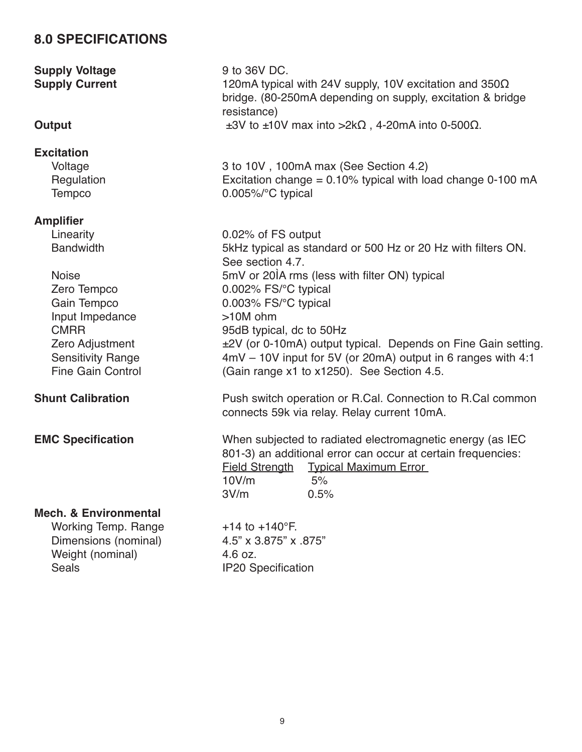## 8.0 SPECIFICATIONS

**Supply Voltage** 9 to 36V DC.

**Supply Current** 120mA typical with 24V supply, 10V excitation and 350Ω bridge. (80-250mA depending on supply, excitation & bridge resistance)

**Output** ±3V to ±10V max into >2kΩ , 4-20mA into 0-500Ω.

**Excitation**

- Voltage: 3 to 10V , 100mA max (See Section 4.2)
- Regulation: Excitation change = 0.10% typical with load change 0-100 mA
- Tempco: 0.005%/°C typical

**Amplifier**

- Linearity: 0.02% of FS output
- Bandwidth: 5kHz typical as standard or 500 Hz or 20 Hz with filters ON. See section 4.7.
- Noise: 5mV or 20ÌA rms (less with filter ON) typical
- Zero Tempco: 0.002% FS/°C typical
- Gain Tempco: 0.003% FS/°C typical
- Input Impedance: >10M ohm
- CMRR: 95dB typical, dc to 50Hz
- Zero Adjustment: ±2V (or 0-10mA) output typical. Depends on Fine Gain setting.
- Sensitivity Range / Fine Gain Control: 4mV – 10V input for 5V (or 20mA) output in 6 ranges with 4:1 (Gain range x1 to x1250). See Section 4.5.

**Shunt Calibration** Push switch operation or R.Cal. Connection to R.Cal common connects 59k via relay. Relay current 10mA.

**EMC Specification** When subjected to radiated electromagnetic energy (as IEC 801-3) an additional error can occur at certain frequencies:

| Field Strength | Typical Maximum Error |
| --- | --- |
| 10V/m | 5% |
| 3V/m | 0.5% |

**Mech. & Environmental**

- Working Temp. Range: +14 to +140°F.
- Dimensions (nominal): 4.5” x 3.875” x .875”
- Weight (nominal): 4.6 oz.
- Seals: IP20 Specification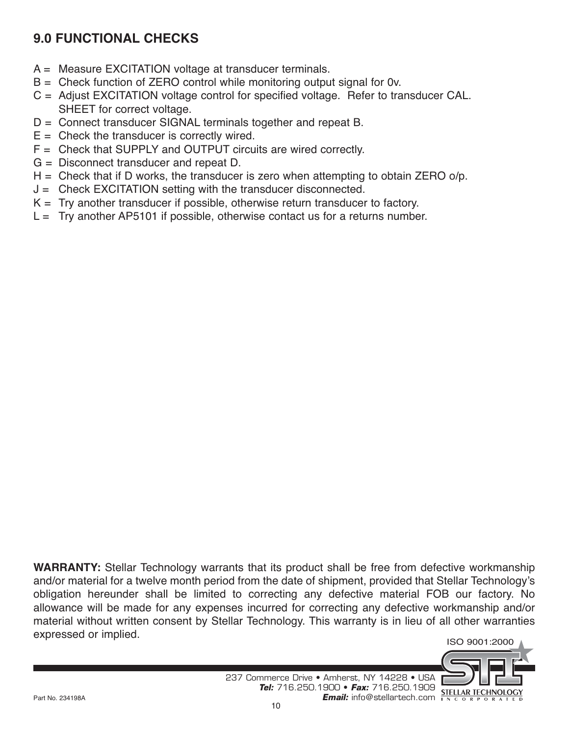## 9.0 FUNCTIONAL CHECKS

A = Measure EXCITATION voltage at transducer terminals.
B = Check function of ZERO control while monitoring output signal for 0v.
C = Adjust EXCITATION voltage control for specified voltage. Refer to transducer CAL. SHEET for correct voltage.
D = Connect transducer SIGNAL terminals together and repeat B.
E = Check the transducer is correctly wired.
F = Check that SUPPLY and OUTPUT circuits are wired correctly.
G = Disconnect transducer and repeat D.
H = Check that if D works, the transducer is zero when attempting to obtain ZERO o/p.
J = Check EXCITATION setting with the transducer disconnected.
K = Try another transducer if possible, otherwise return transducer to factory.
L = Try another AP5101 if possible, otherwise contact us for a returns number.

**WARRANTY:** Stellar Technology warrants that its product shall be free from defective workmanship and/or material for a twelve month period from the date of shipment, provided that Stellar Technology's obligation hereunder shall be limited to correcting any defective material FOB our factory. No allowance will be made for any expenses incurred for correcting any defective workmanship and/or material without written consent by Stellar Technology. This warranty is in lieu of all other warranties expressed or implied.

ISO 9001:2000

237 Commerce Drive • Amherst, NY 14228 • USA
**Tel:** 716.250.1900 • **Fax:** 716.250.1909
**Email:** info@stellartech.com

STELLAR TECHNOLOGY INCORPORATED

Part No. 234198A